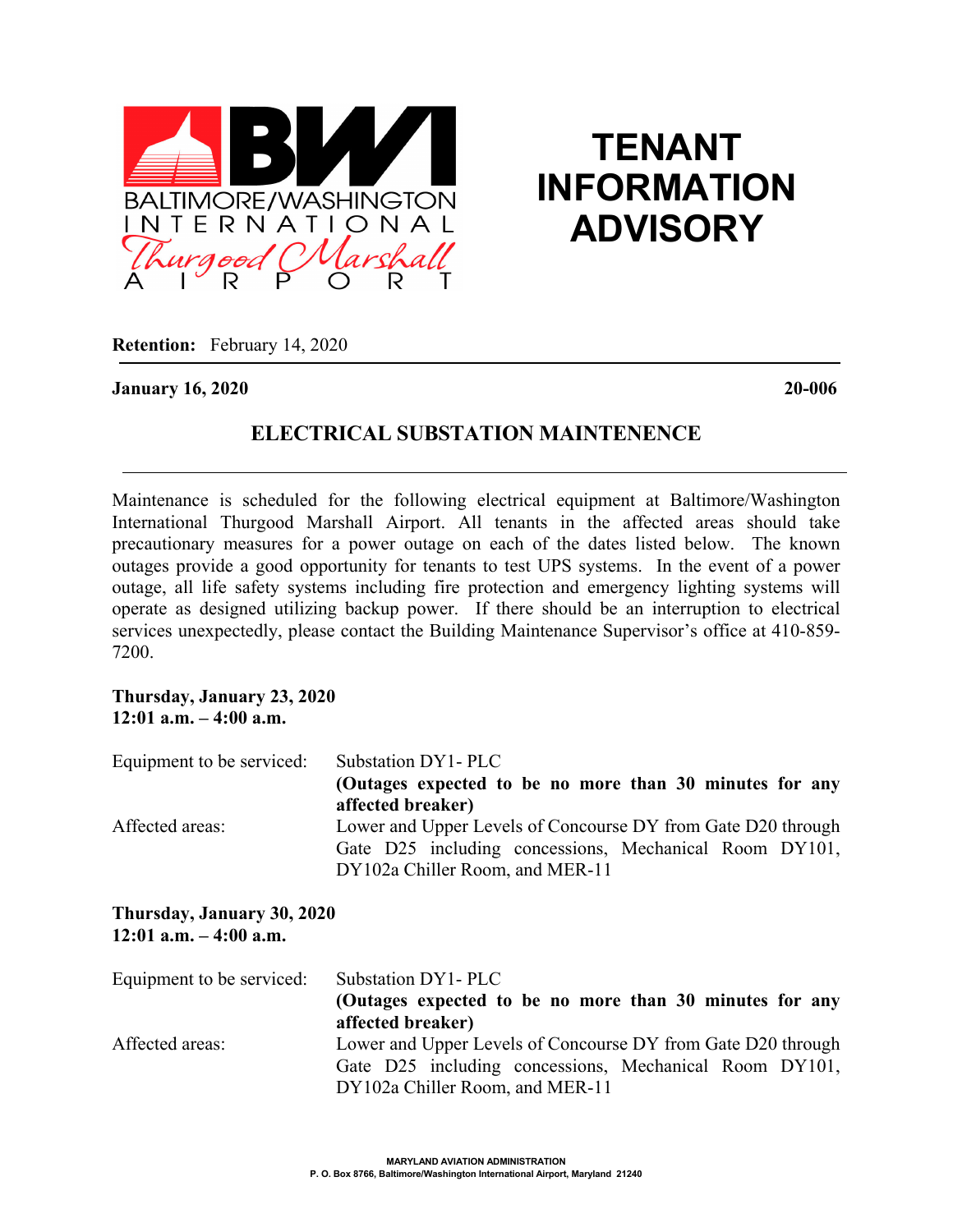# TENANT INFORMATION ADVISORY

**Retention:** February 14, 2020

**January 16, 2020** **20-006**

## ELECTRICAL SUBSTATION MAINTENENCE

Maintenance is scheduled for the following electrical equipment at Baltimore/Washington International Thurgood Marshall Airport. All tenants in the affected areas should take precautionary measures for a power outage on each of the dates listed below. The known outages provide a good opportunity for tenants to test UPS systems. In the event of a power outage, all life safety systems including fire protection and emergency lighting systems will operate as designed utilizing backup power. If there should be an interruption to electrical services unexpectedly, please contact the Building Maintenance Supervisor's office at 410-859-7200.

**Thursday, January 23, 2020**
**12:01 a.m. – 4:00 a.m.**

Equipment to be serviced: Substation DY1- PLC
**(Outages expected to be no more than 30 minutes for any affected breaker)**

Affected areas: Lower and Upper Levels of Concourse DY from Gate D20 through Gate D25 including concessions, Mechanical Room DY101, DY102a Chiller Room, and MER-11

**Thursday, January 30, 2020**
**12:01 a.m. – 4:00 a.m.**

Equipment to be serviced: Substation DY1- PLC
**(Outages expected to be no more than 30 minutes for any affected breaker)**

Affected areas: Lower and Upper Levels of Concourse DY from Gate D20 through Gate D25 including concessions, Mechanical Room DY101, DY102a Chiller Room, and MER-11

MARYLAND AVIATION ADMINISTRATION
P. O. Box 8766, Baltimore/Washington International Airport, Maryland 21240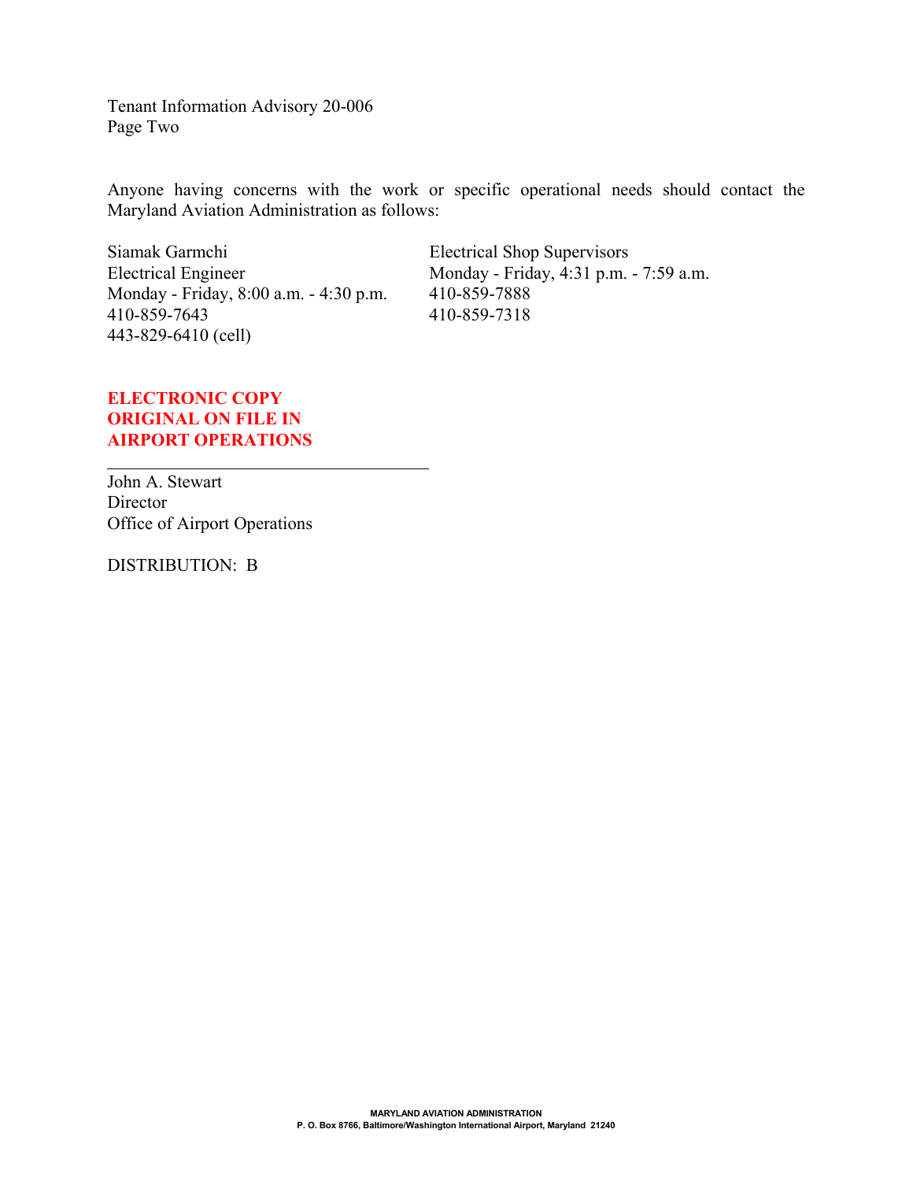Tenant Information Advisory 20-006
Page Two

Anyone having concerns with the work or specific operational needs should contact the Maryland Aviation Administration as follows:

Siamak Garmchi
Electrical Engineer
Monday - Friday, 8:00 a.m. - 4:30 p.m.
410-859-7643
443-829-6410 (cell)

Electrical Shop Supervisors
Monday - Friday, 4:31 p.m. - 7:59 a.m.
410-859-7888
410-859-7318

**ELECTRONIC COPY**
**ORIGINAL ON FILE IN**
**AIRPORT OPERATIONS**

John A. Stewart
Director
Office of Airport Operations

DISTRIBUTION: B

MARYLAND AVIATION ADMINISTRATION
P. O. Box 8766, Baltimore/Washington International Airport, Maryland 21240